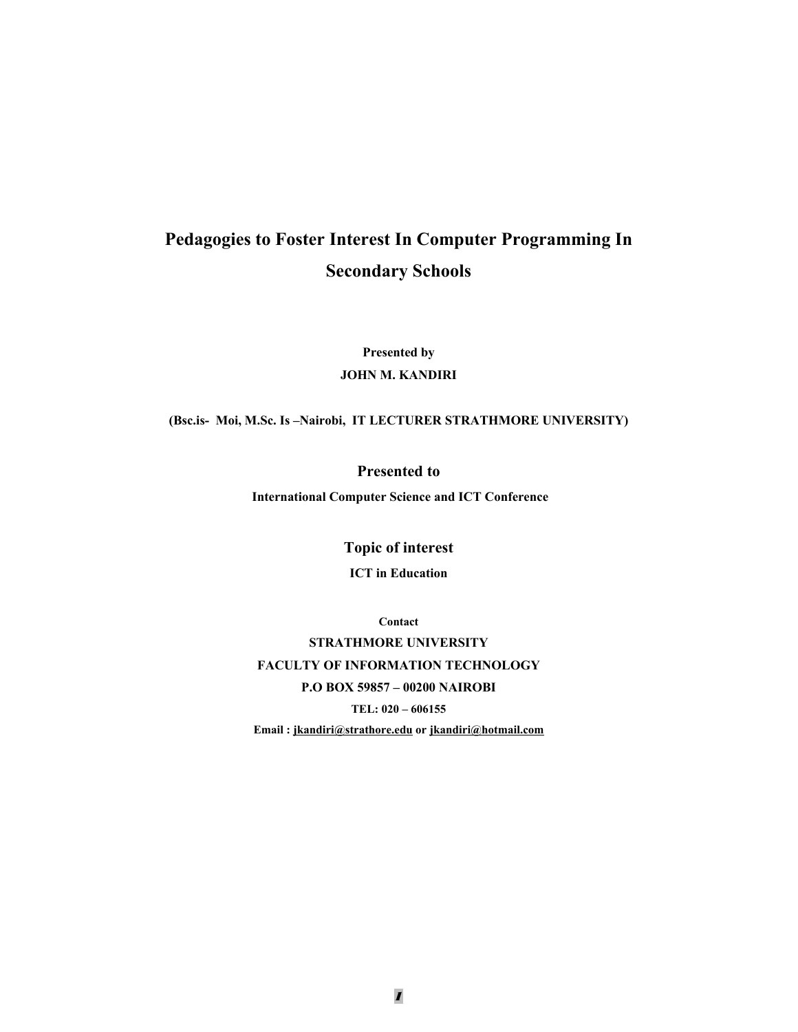# Pedagogies to Foster Interest In Computer Programming In Secondary Schools

**Presented by**

**JOHN M. KANDIRI**

**(Bsc.is- Moi, M.Sc. Is –Nairobi, IT LECTURER STRATHMORE UNIVERSITY)**

**Presented to**

**International Computer Science and ICT Conference**

**Topic of interest**

**ICT in Education**

**Contact**

**STRATHMORE UNIVERSITY**

**FACULTY OF INFORMATION TECHNOLOGY**

**P.O BOX 59857 – 00200 NAIROBI**

**TEL: 020 – 606155**

**Email : jkandiri@strathore.edu or jkandiri@hotmail.com**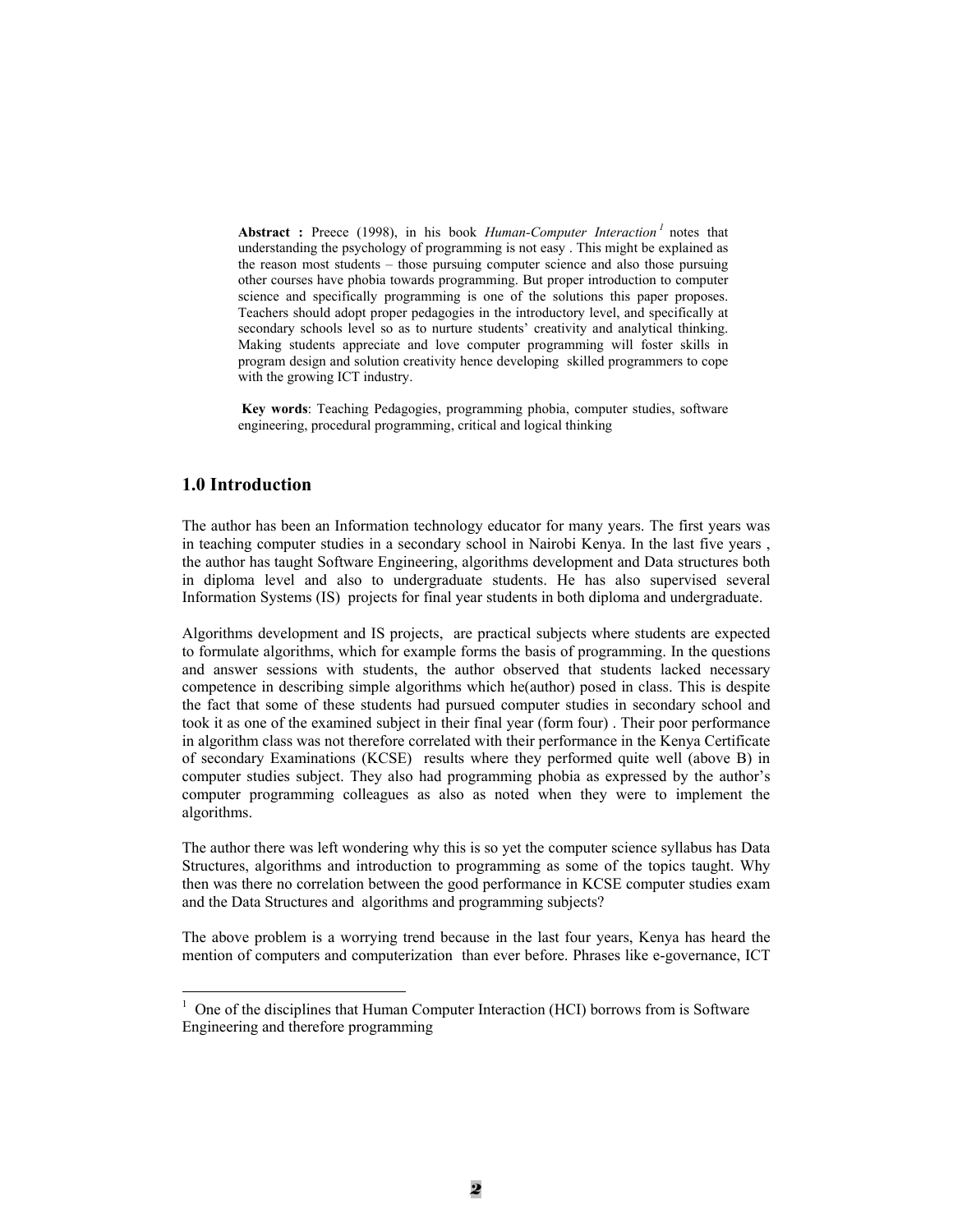**Abstract :** Preece (1998), in his book *Human-Computer Interaction*[1] notes that understanding the psychology of programming is not easy . This might be explained as the reason most students – those pursuing computer science and also those pursuing other courses have phobia towards programming. But proper introduction to computer science and specifically programming is one of the solutions this paper proposes. Teachers should adopt proper pedagogies in the introductory level, and specifically at secondary schools level so as to nurture students' creativity and analytical thinking. Making students appreciate and love computer programming will foster skills in program design and solution creativity hence developing skilled programmers to cope with the growing ICT industry.

**Key words**: Teaching Pedagogies, programming phobia, computer studies, software engineering, procedural programming, critical and logical thinking

## 1.0 Introduction

The author has been an Information technology educator for many years. The first years was in teaching computer studies in a secondary school in Nairobi Kenya. In the last five years , the author has taught Software Engineering, algorithms development and Data structures both in diploma level and also to undergraduate students. He has also supervised several Information Systems (IS) projects for final year students in both diploma and undergraduate.

Algorithms development and IS projects, are practical subjects where students are expected to formulate algorithms, which for example forms the basis of programming. In the questions and answer sessions with students, the author observed that students lacked necessary competence in describing simple algorithms which he(author) posed in class. This is despite the fact that some of these students had pursued computer studies in secondary school and took it as one of the examined subject in their final year (form four) . Their poor performance in algorithm class was not therefore correlated with their performance in the Kenya Certificate of secondary Examinations (KCSE) results where they performed quite well (above B) in computer studies subject. They also had programming phobia as expressed by the author's computer programming colleagues as also as noted when they were to implement the algorithms.

The author there was left wondering why this is so yet the computer science syllabus has Data Structures, algorithms and introduction to programming as some of the topics taught. Why then was there no correlation between the good performance in KCSE computer studies exam and the Data Structures and algorithms and programming subjects?

The above problem is a worrying trend because in the last four years, Kenya has heard the mention of computers and computerization than ever before. Phrases like e-governance, ICT

---

[1] One of the disciplines that Human Computer Interaction (HCI) borrows from is Software Engineering and therefore programming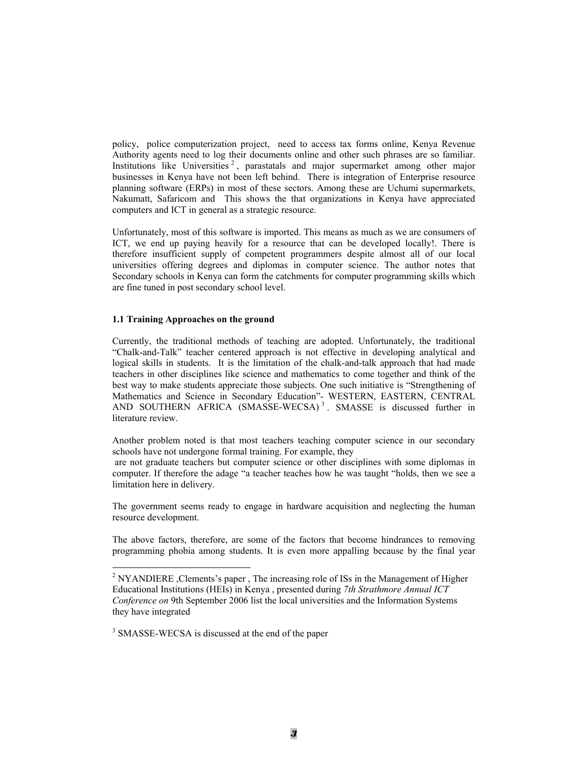policy, police computerization project, need to access tax forms online, Kenya Revenue Authority agents need to log their documents online and other such phrases are so familiar. Institutions like Universities [2], parastatals and major supermarket among other major businesses in Kenya have not been left behind. There is integration of Enterprise resource planning software (ERPs) in most of these sectors. Among these are Uchumi supermarkets, Nakumatt, Safaricom and This shows the that organizations in Kenya have appreciated computers and ICT in general as a strategic resource.

Unfortunately, most of this software is imported. This means as much as we are consumers of ICT, we end up paying heavily for a resource that can be developed locally!. There is therefore insufficient supply of competent programmers despite almost all of our local universities offering degrees and diplomas in computer science. The author notes that Secondary schools in Kenya can form the catchments for computer programming skills which are fine tuned in post secondary school level.

**1.1 Training Approaches on the ground**

Currently, the traditional methods of teaching are adopted. Unfortunately, the traditional "Chalk-and-Talk" teacher centered approach is not effective in developing analytical and logical skills in students. It is the limitation of the chalk-and-talk approach that had made teachers in other disciplines like science and mathematics to come together and think of the best way to make students appreciate those subjects. One such initiative is "Strengthening of Mathematics and Science in Secondary Education"- WESTERN, EASTERN, CENTRAL AND SOUTHERN AFRICA (SMASSE-WECSA) [3]. SMASSE is discussed further in literature review.

Another problem noted is that most teachers teaching computer science in our secondary schools have not undergone formal training. For example, they are not graduate teachers but computer science or other disciplines with some diplomas in computer. If therefore the adage "a teacher teaches how he was taught "holds, then we see a limitation here in delivery.

The government seems ready to engage in hardware acquisition and neglecting the human resource development.

The above factors, therefore, are some of the factors that become hindrances to removing programming phobia among students. It is even more appalling because by the final year

---

[2] NYANDIERE ,Clements's paper , The increasing role of ISs in the Management of Higher Educational Institutions (HEIs) in Kenya , presented during *7th Strathmore Annual ICT Conference on* 9th September 2006 list the local universities and the Information Systems they have integrated

[3] SMASSE-WECSA is discussed at the end of the paper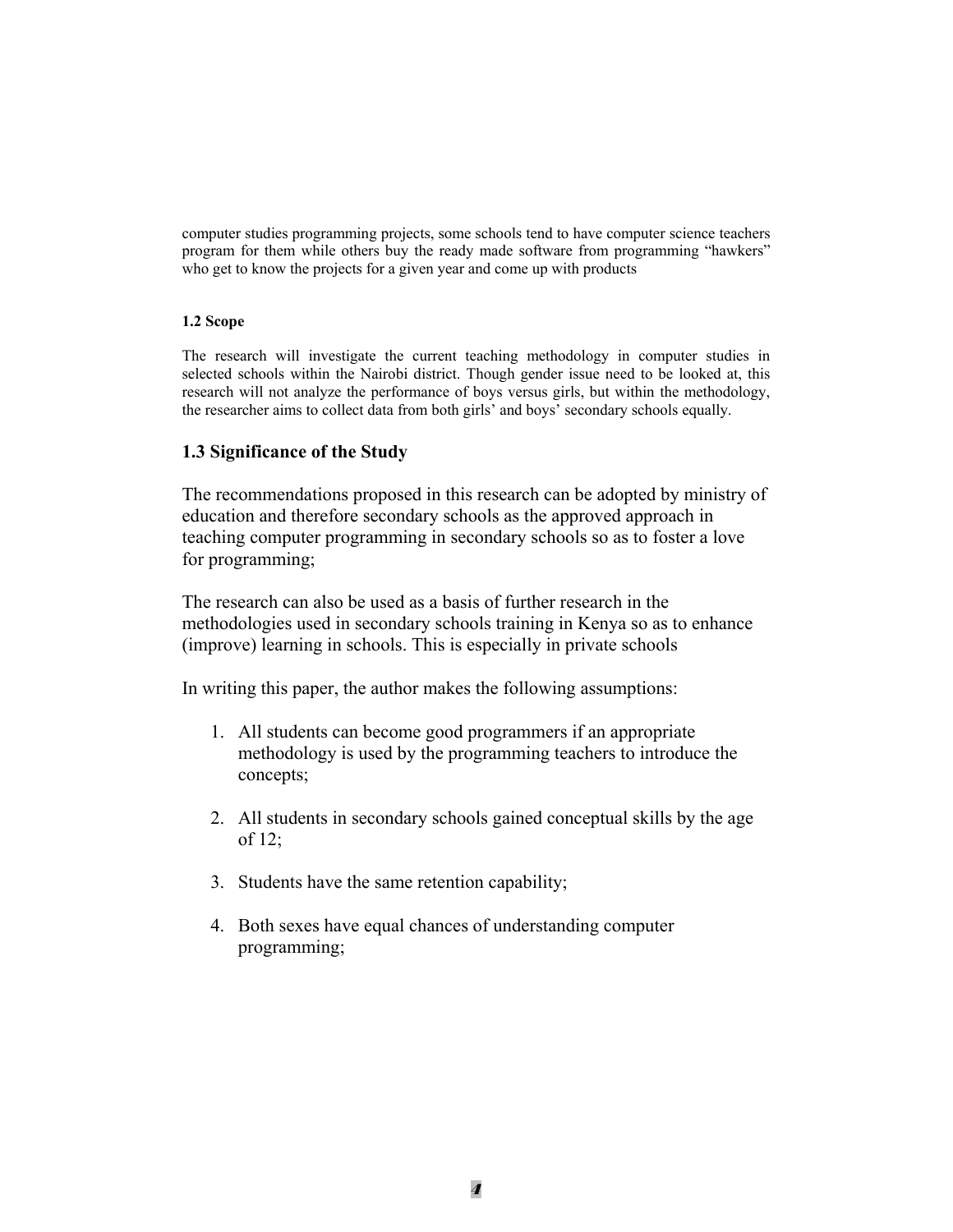computer studies programming projects, some schools tend to have computer science teachers program for them while others buy the ready made software from programming "hawkers" who get to know the projects for a given year and come up with products

#### 1.2 Scope

The research will investigate the current teaching methodology in computer studies in selected schools within the Nairobi district. Though gender issue need to be looked at, this research will not analyze the performance of boys versus girls, but within the methodology, the researcher aims to collect data from both girls' and boys' secondary schools equally.

### 1.3 Significance of the Study

The recommendations proposed in this research can be adopted by ministry of education and therefore secondary schools as the approved approach in teaching computer programming in secondary schools so as to foster a love for programming;

The research can also be used as a basis of further research in the methodologies used in secondary schools training in Kenya so as to enhance (improve) learning in schools. This is especially in private schools

In writing this paper, the author makes the following assumptions:

1. All students can become good programmers if an appropriate methodology is used by the programming teachers to introduce the concepts;

2. All students in secondary schools gained conceptual skills by the age of 12;

3. Students have the same retention capability;

4. Both sexes have equal chances of understanding computer programming;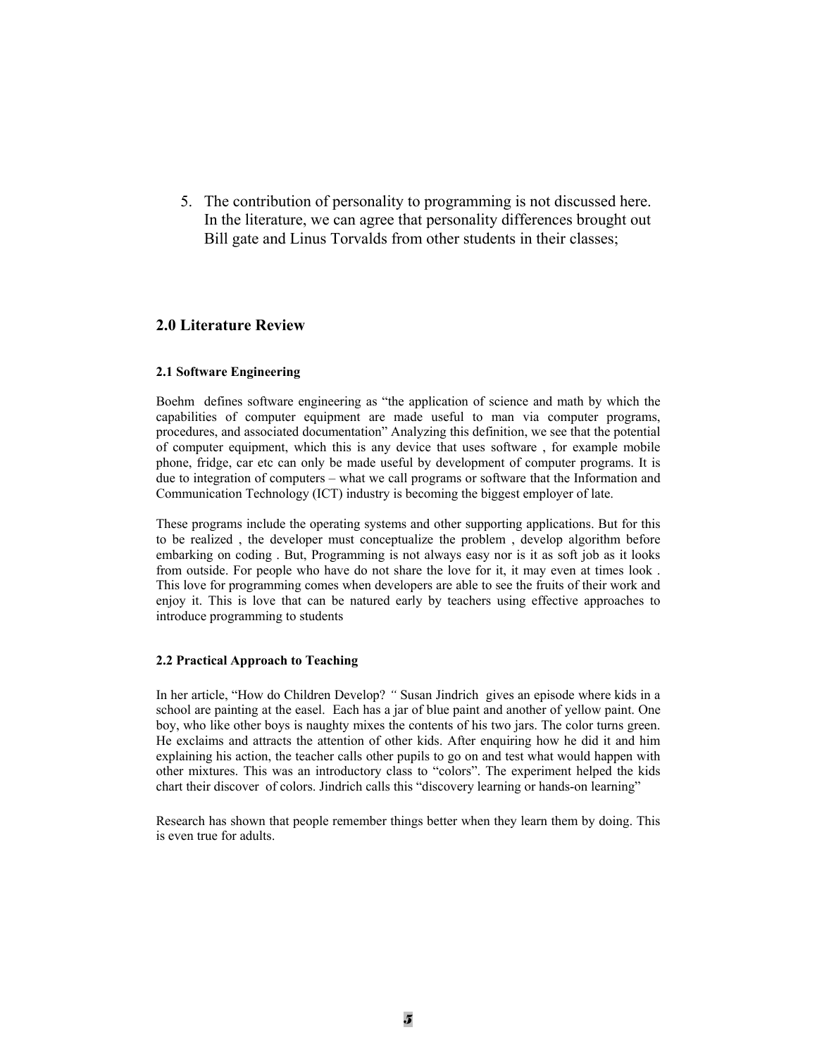5. The contribution of personality to programming is not discussed here. In the literature, we can agree that personality differences brought out Bill gate and Linus Torvalds from other students in their classes;

## 2.0 Literature Review

### 2.1 Software Engineering

Boehm defines software engineering as "the application of science and math by which the capabilities of computer equipment are made useful to man via computer programs, procedures, and associated documentation" Analyzing this definition, we see that the potential of computer equipment, which this is any device that uses software , for example mobile phone, fridge, car etc can only be made useful by development of computer programs. It is due to integration of computers – what we call programs or software that the Information and Communication Technology (ICT) industry is becoming the biggest employer of late.

These programs include the operating systems and other supporting applications. But for this to be realized , the developer must conceptualize the problem , develop algorithm before embarking on coding . But, Programming is not always easy nor is it as soft job as it looks from outside. For people who have do not share the love for it, it may even at times look . This love for programming comes when developers are able to see the fruits of their work and enjoy it. This is love that can be natured early by teachers using effective approaches to introduce programming to students

### 2.2 Practical Approach to Teaching

In her article, "How do Children Develop? *"* Susan Jindrich gives an episode where kids in a school are painting at the easel. Each has a jar of blue paint and another of yellow paint. One boy, who like other boys is naughty mixes the contents of his two jars. The color turns green. He exclaims and attracts the attention of other kids. After enquiring how he did it and him explaining his action, the teacher calls other pupils to go on and test what would happen with other mixtures. This was an introductory class to "colors". The experiment helped the kids chart their discover of colors. Jindrich calls this "discovery learning or hands-on learning"

Research has shown that people remember things better when they learn them by doing. This is even true for adults.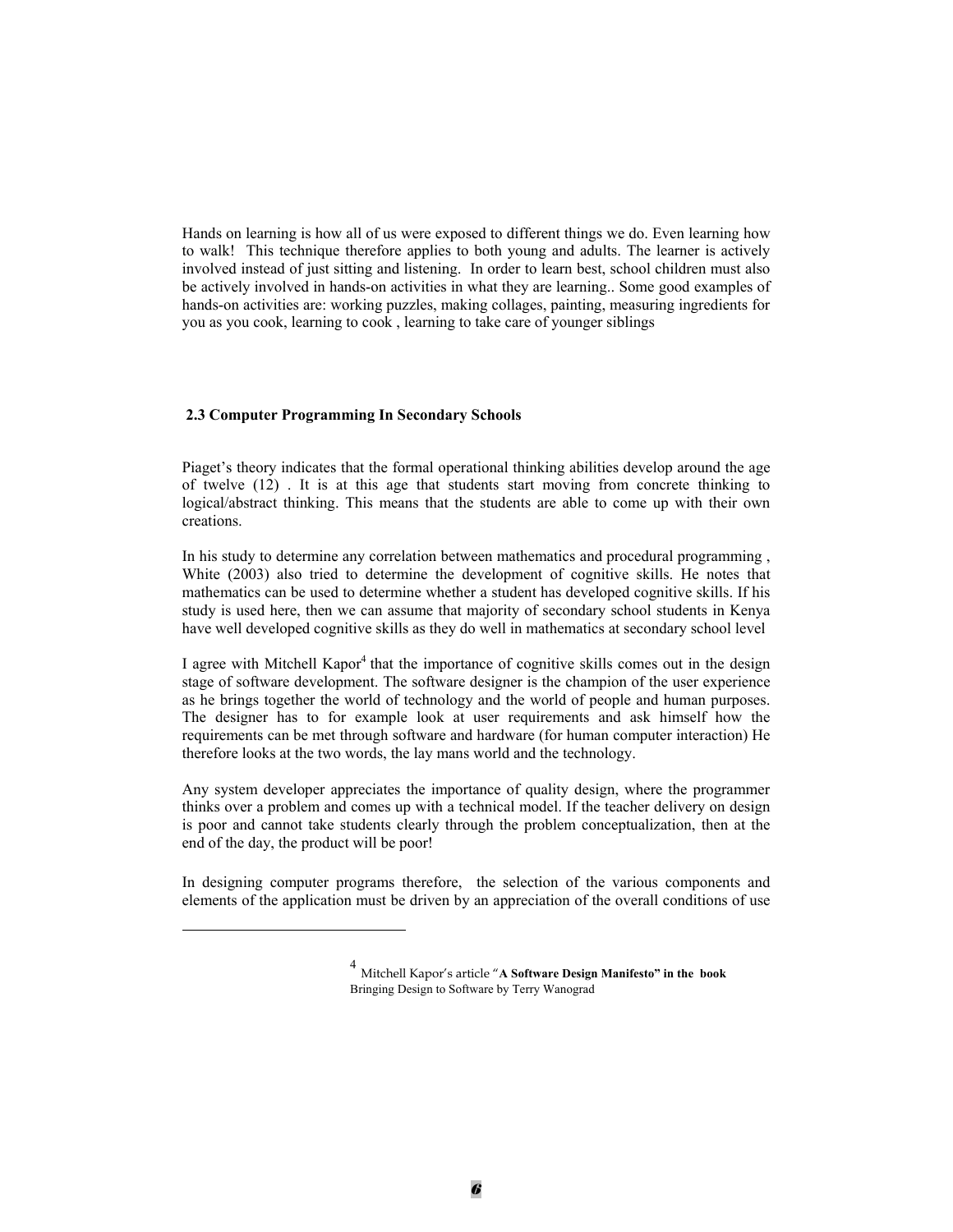Hands on learning is how all of us were exposed to different things we do. Even learning how to walk! This technique therefore applies to both young and adults. The learner is actively involved instead of just sitting and listening. In order to learn best, school children must also be actively involved in hands-on activities in what they are learning.. Some good examples of hands-on activities are: working puzzles, making collages, painting, measuring ingredients for you as you cook, learning to cook , learning to take care of younger siblings

### 2.3 Computer Programming In Secondary Schools

Piaget's theory indicates that the formal operational thinking abilities develop around the age of twelve (12) . It is at this age that students start moving from concrete thinking to logical/abstract thinking. This means that the students are able to come up with their own creations.

In his study to determine any correlation between mathematics and procedural programming , White (2003) also tried to determine the development of cognitive skills. He notes that mathematics can be used to determine whether a student has developed cognitive skills. If his study is used here, then we can assume that majority of secondary school students in Kenya have well developed cognitive skills as they do well in mathematics at secondary school level

I agree with Mitchell Kapor[4] that the importance of cognitive skills comes out in the design stage of software development. The software designer is the champion of the user experience as he brings together the world of technology and the world of people and human purposes. The designer has to for example look at user requirements and ask himself how the requirements can be met through software and hardware (for human computer interaction) He therefore looks at the two words, the lay mans world and the technology.

Any system developer appreciates the importance of quality design, where the programmer thinks over a problem and comes up with a technical model. If the teacher delivery on design is poor and cannot take students clearly through the problem conceptualization, then at the end of the day, the product will be poor!

In designing computer programs therefore, the selection of the various components and elements of the application must be driven by an appreciation of the overall conditions of use

---

[4] Mitchell Kapor's article "**A Software Design Manifesto" in the book** Bringing Design to Software by Terry Wanograd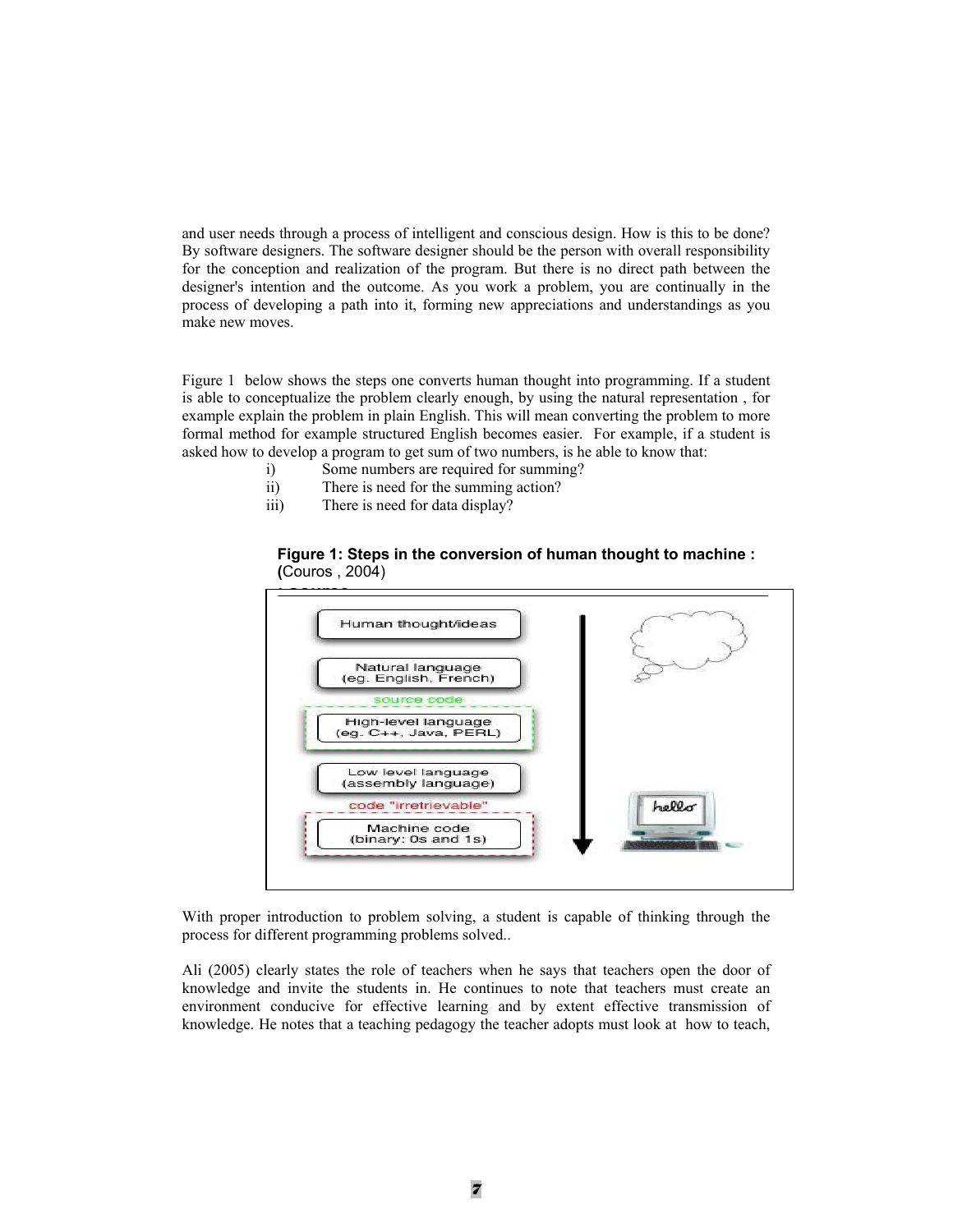and user needs through a process of intelligent and conscious design. How is this to be done? By software designers. The software designer should be the person with overall responsibility for the conception and realization of the program. But there is no direct path between the designer's intention and the outcome. As you work a problem, you are continually in the process of developing a path into it, forming new appreciations and understandings as you make new moves.

Figure 1 below shows the steps one converts human thought into programming. If a student is able to conceptualize the problem clearly enough, by using the natural representation , for example explain the problem in plain English. This will mean converting the problem to more formal method for example structured English becomes easier. For example, if a student is asked how to develop a program to get sum of two numbers, is he able to know that:

i) Some numbers are required for summing?
ii) There is need for the summing action?
iii) There is need for data display?

**Figure 1: Steps in the conversion of human thought to machine : (**Couros , 2004)

Human thought/ideas

Natural language (eg. English, French)

source code

High-level language (eg. C++, Java, PERL)

Low level language (assembly language)

code "irretrievable"

Machine code (binary: 0s and 1s)

hello

With proper introduction to problem solving, a student is capable of thinking through the process for different programming problems solved..

Ali (2005) clearly states the role of teachers when he says that teachers open the door of knowledge and invite the students in. He continues to note that teachers must create an environment conducive for effective learning and by extent effective transmission of knowledge. He notes that a teaching pedagogy the teacher adopts must look at how to teach,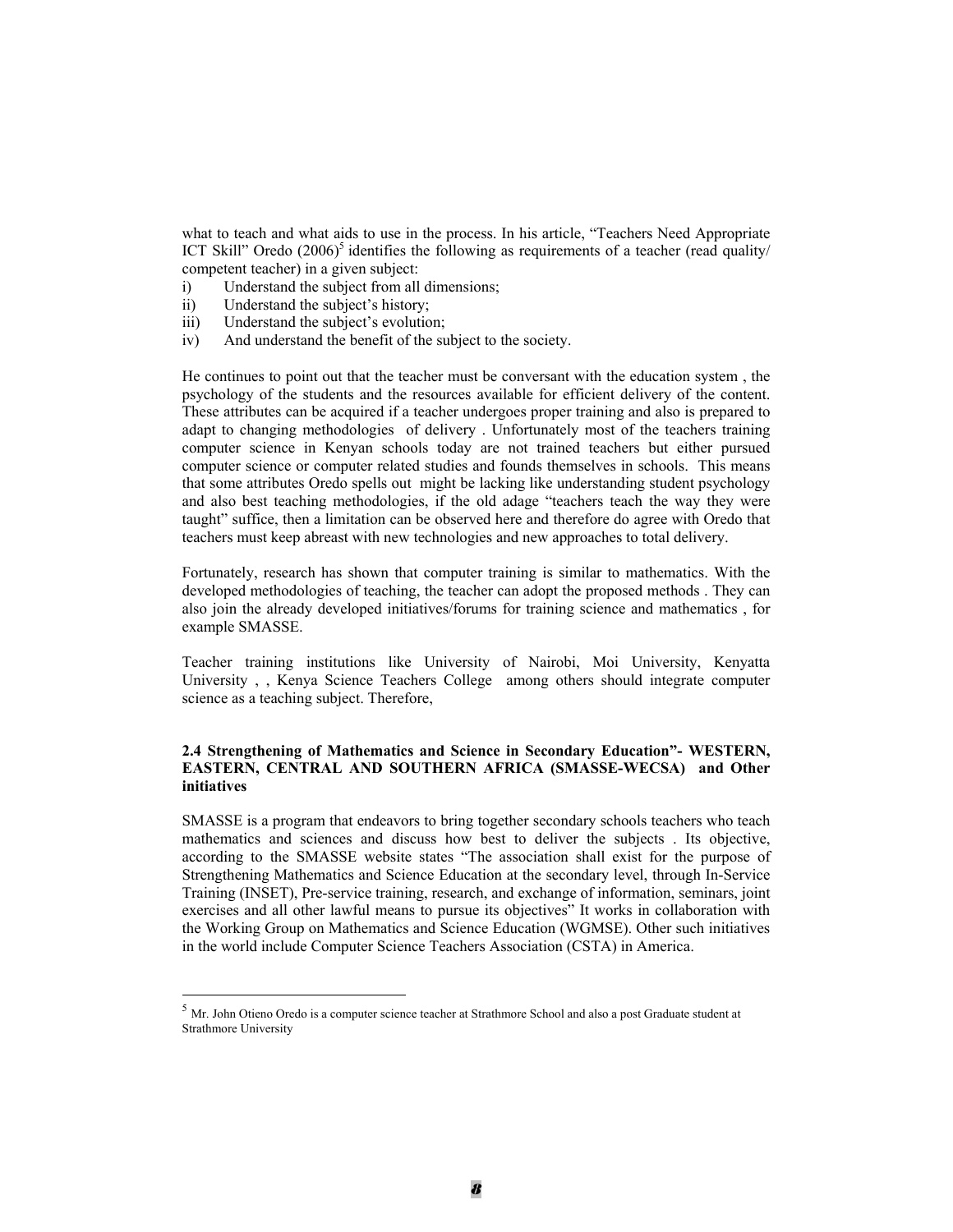what to teach and what aids to use in the process. In his article, "Teachers Need Appropriate ICT Skill" Oredo (2006)[5] identifies the following as requirements of a teacher (read quality/ competent teacher) in a given subject:

i) Understand the subject from all dimensions;
ii) Understand the subject's history;
iii) Understand the subject's evolution;
iv) And understand the benefit of the subject to the society.

He continues to point out that the teacher must be conversant with the education system , the psychology of the students and the resources available for efficient delivery of the content. These attributes can be acquired if a teacher undergoes proper training and also is prepared to adapt to changing methodologies of delivery . Unfortunately most of the teachers training computer science in Kenyan schools today are not trained teachers but either pursued computer science or computer related studies and founds themselves in schools. This means that some attributes Oredo spells out might be lacking like understanding student psychology and also best teaching methodologies, if the old adage "teachers teach the way they were taught" suffice, then a limitation can be observed here and therefore do agree with Oredo that teachers must keep abreast with new technologies and new approaches to total delivery.

Fortunately, research has shown that computer training is similar to mathematics. With the developed methodologies of teaching, the teacher can adopt the proposed methods . They can also join the already developed initiatives/forums for training science and mathematics , for example SMASSE.

Teacher training institutions like University of Nairobi, Moi University, Kenyatta University , , Kenya Science Teachers College among others should integrate computer science as a teaching subject. Therefore,

### 2.4 Strengthening of Mathematics and Science in Secondary Education"- WESTERN, EASTERN, CENTRAL AND SOUTHERN AFRICA (SMASSE-WECSA) and Other initiatives

SMASSE is a program that endeavors to bring together secondary schools teachers who teach mathematics and sciences and discuss how best to deliver the subjects . Its objective, according to the SMASSE website states "The association shall exist for the purpose of Strengthening Mathematics and Science Education at the secondary level, through In-Service Training (INSET), Pre-service training, research, and exchange of information, seminars, joint exercises and all other lawful means to pursue its objectives" It works in collaboration with the Working Group on Mathematics and Science Education (WGMSE). Other such initiatives in the world include Computer Science Teachers Association (CSTA) in America.

---

[5] Mr. John Otieno Oredo is a computer science teacher at Strathmore School and also a post Graduate student at Strathmore University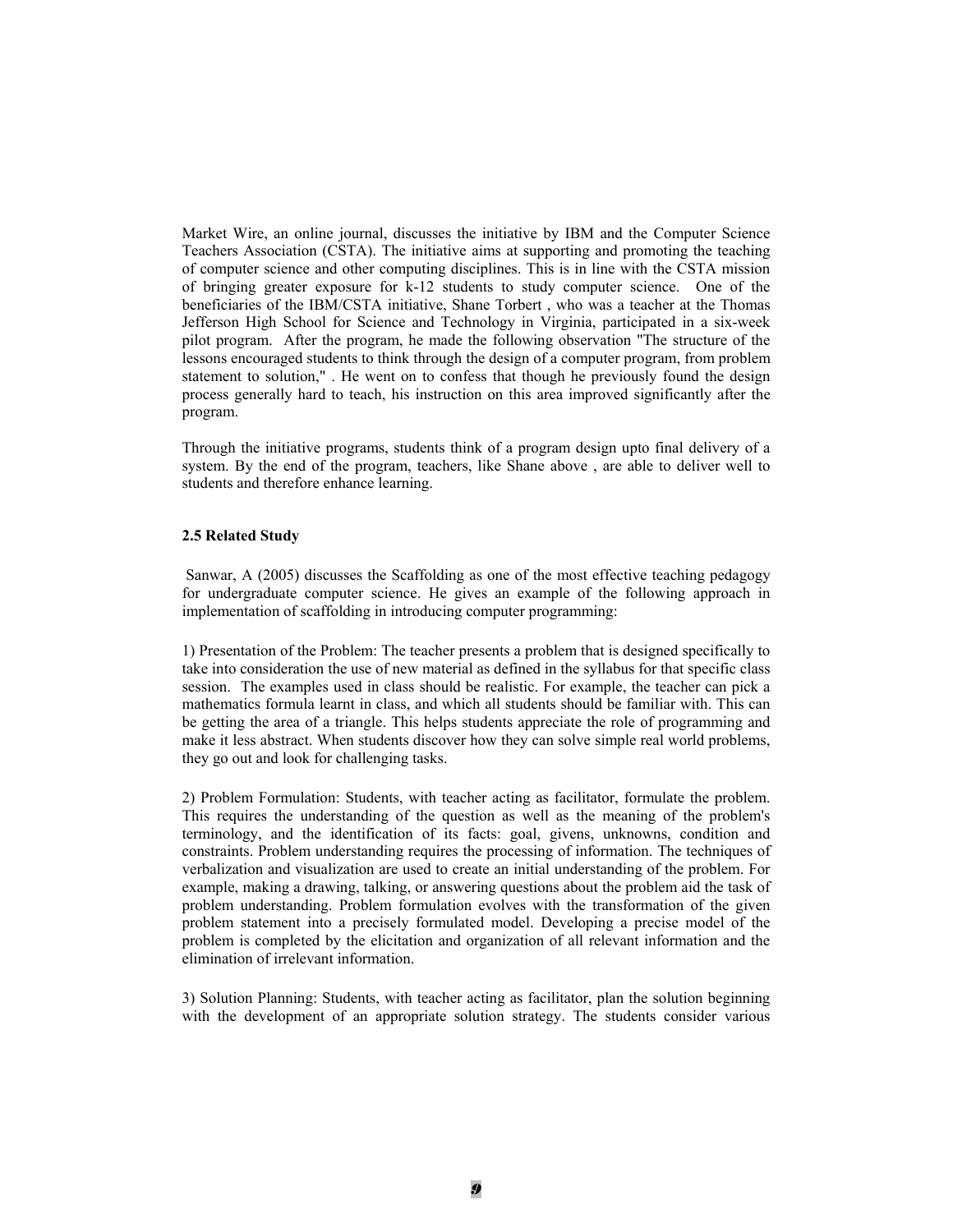Market Wire, an online journal, discusses the initiative by IBM and the Computer Science Teachers Association (CSTA). The initiative aims at supporting and promoting the teaching of computer science and other computing disciplines. This is in line with the CSTA mission of bringing greater exposure for k-12 students to study computer science. One of the beneficiaries of the IBM/CSTA initiative, Shane Torbert , who was a teacher at the Thomas Jefferson High School for Science and Technology in Virginia, participated in a six-week pilot program. After the program, he made the following observation "The structure of the lessons encouraged students to think through the design of a computer program, from problem statement to solution," . He went on to confess that though he previously found the design process generally hard to teach, his instruction on this area improved significantly after the program.

Through the initiative programs, students think of a program design upto final delivery of a system. By the end of the program, teachers, like Shane above , are able to deliver well to students and therefore enhance learning.

### 2.5 Related Study

Sanwar, A (2005) discusses the Scaffolding as one of the most effective teaching pedagogy for undergraduate computer science. He gives an example of the following approach in implementation of scaffolding in introducing computer programming:

1) Presentation of the Problem: The teacher presents a problem that is designed specifically to take into consideration the use of new material as defined in the syllabus for that specific class session. The examples used in class should be realistic. For example, the teacher can pick a mathematics formula learnt in class, and which all students should be familiar with. This can be getting the area of a triangle. This helps students appreciate the role of programming and make it less abstract. When students discover how they can solve simple real world problems, they go out and look for challenging tasks.

2) Problem Formulation: Students, with teacher acting as facilitator, formulate the problem. This requires the understanding of the question as well as the meaning of the problem's terminology, and the identification of its facts: goal, givens, unknowns, condition and constraints. Problem understanding requires the processing of information. The techniques of verbalization and visualization are used to create an initial understanding of the problem. For example, making a drawing, talking, or answering questions about the problem aid the task of problem understanding. Problem formulation evolves with the transformation of the given problem statement into a precisely formulated model. Developing a precise model of the problem is completed by the elicitation and organization of all relevant information and the elimination of irrelevant information.

3) Solution Planning: Students, with teacher acting as facilitator, plan the solution beginning with the development of an appropriate solution strategy. The students consider various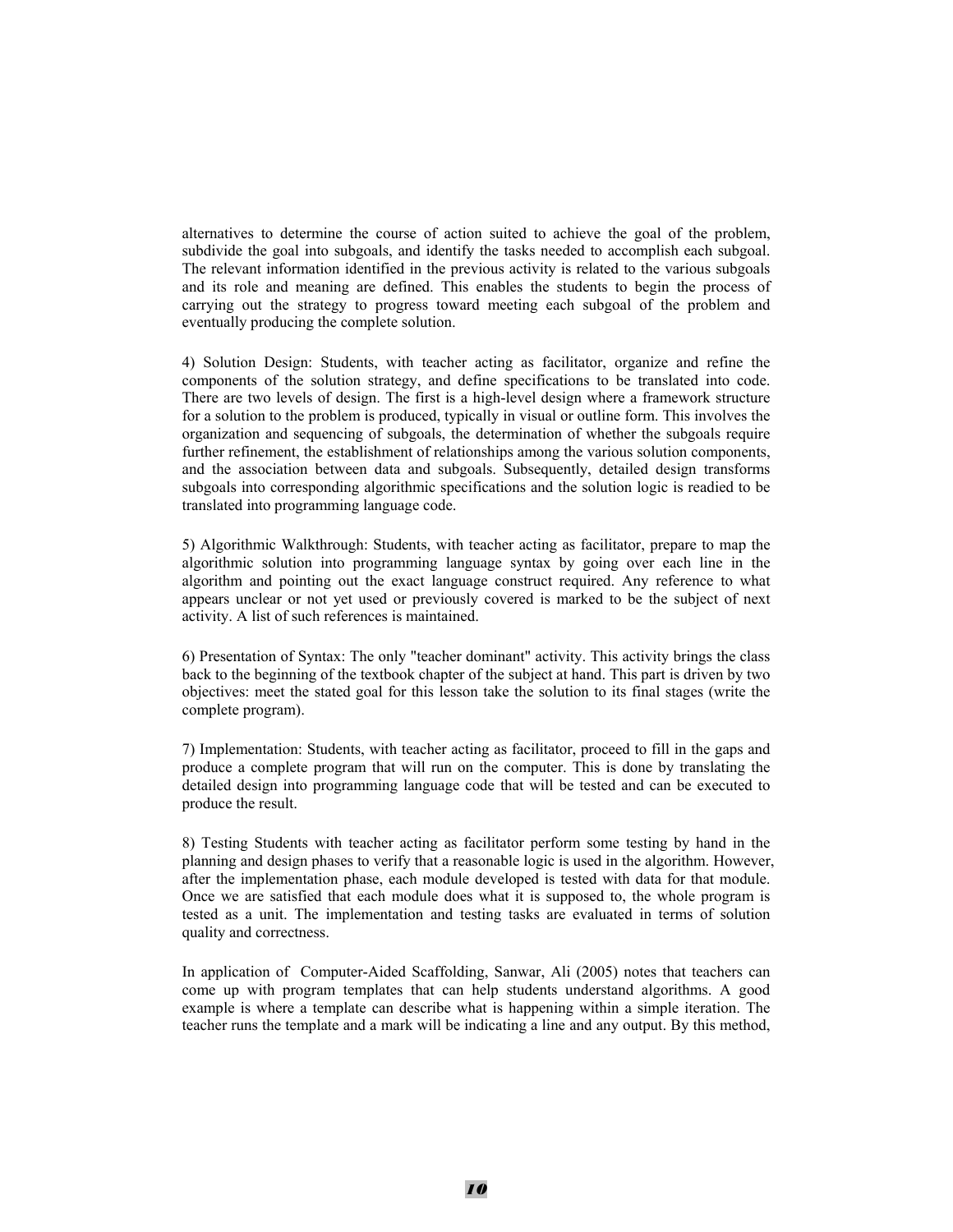alternatives to determine the course of action suited to achieve the goal of the problem, subdivide the goal into subgoals, and identify the tasks needed to accomplish each subgoal. The relevant information identified in the previous activity is related to the various subgoals and its role and meaning are defined. This enables the students to begin the process of carrying out the strategy to progress toward meeting each subgoal of the problem and eventually producing the complete solution.

4) Solution Design: Students, with teacher acting as facilitator, organize and refine the components of the solution strategy, and define specifications to be translated into code. There are two levels of design. The first is a high-level design where a framework structure for a solution to the problem is produced, typically in visual or outline form. This involves the organization and sequencing of subgoals, the determination of whether the subgoals require further refinement, the establishment of relationships among the various solution components, and the association between data and subgoals. Subsequently, detailed design transforms subgoals into corresponding algorithmic specifications and the solution logic is readied to be translated into programming language code.

5) Algorithmic Walkthrough: Students, with teacher acting as facilitator, prepare to map the algorithmic solution into programming language syntax by going over each line in the algorithm and pointing out the exact language construct required. Any reference to what appears unclear or not yet used or previously covered is marked to be the subject of next activity. A list of such references is maintained.

6) Presentation of Syntax: The only "teacher dominant" activity. This activity brings the class back to the beginning of the textbook chapter of the subject at hand. This part is driven by two objectives: meet the stated goal for this lesson take the solution to its final stages (write the complete program).

7) Implementation: Students, with teacher acting as facilitator, proceed to fill in the gaps and produce a complete program that will run on the computer. This is done by translating the detailed design into programming language code that will be tested and can be executed to produce the result.

8) Testing Students with teacher acting as facilitator perform some testing by hand in the planning and design phases to verify that a reasonable logic is used in the algorithm. However, after the implementation phase, each module developed is tested with data for that module. Once we are satisfied that each module does what it is supposed to, the whole program is tested as a unit. The implementation and testing tasks are evaluated in terms of solution quality and correctness.

In application of Computer-Aided Scaffolding, Sanwar, Ali (2005) notes that teachers can come up with program templates that can help students understand algorithms. A good example is where a template can describe what is happening within a simple iteration. The teacher runs the template and a mark will be indicating a line and any output. By this method,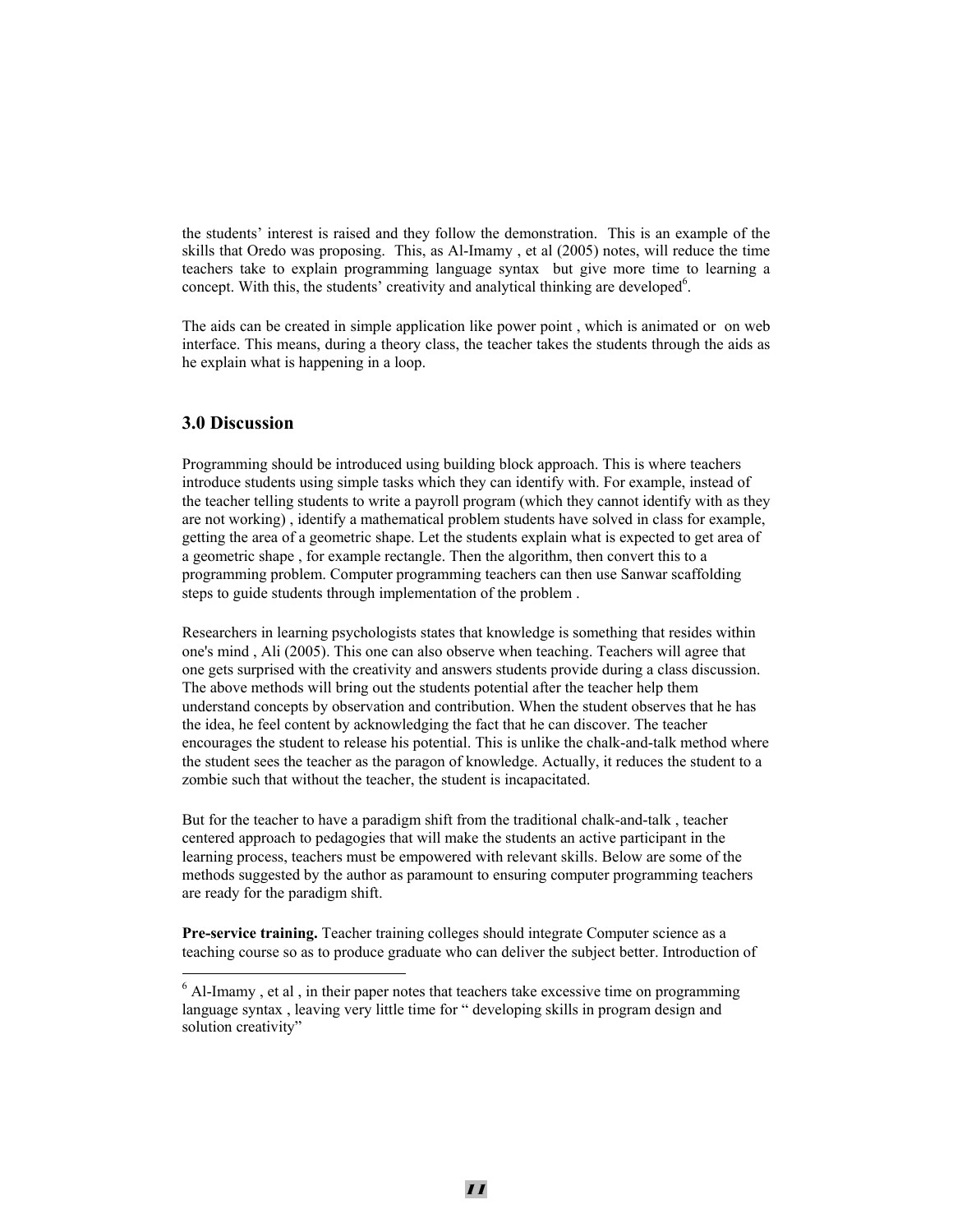the students' interest is raised and they follow the demonstration. This is an example of the skills that Oredo was proposing. This, as Al-Imamy , et al (2005) notes, will reduce the time teachers take to explain programming language syntax but give more time to learning a concept. With this, the students' creativity and analytical thinking are developed[6].

The aids can be created in simple application like power point , which is animated or on web interface. This means, during a theory class, the teacher takes the students through the aids as he explain what is happening in a loop.

## 3.0 Discussion

Programming should be introduced using building block approach. This is where teachers introduce students using simple tasks which they can identify with. For example, instead of the teacher telling students to write a payroll program (which they cannot identify with as they are not working) , identify a mathematical problem students have solved in class for example, getting the area of a geometric shape. Let the students explain what is expected to get area of a geometric shape , for example rectangle. Then the algorithm, then convert this to a programming problem. Computer programming teachers can then use Sanwar scaffolding steps to guide students through implementation of the problem .

Researchers in learning psychologists states that knowledge is something that resides within one's mind , Ali (2005). This one can also observe when teaching. Teachers will agree that one gets surprised with the creativity and answers students provide during a class discussion. The above methods will bring out the students potential after the teacher help them understand concepts by observation and contribution. When the student observes that he has the idea, he feel content by acknowledging the fact that he can discover. The teacher encourages the student to release his potential. This is unlike the chalk-and-talk method where the student sees the teacher as the paragon of knowledge. Actually, it reduces the student to a zombie such that without the teacher, the student is incapacitated.

But for the teacher to have a paradigm shift from the traditional chalk-and-talk , teacher centered approach to pedagogies that will make the students an active participant in the learning process, teachers must be empowered with relevant skills. Below are some of the methods suggested by the author as paramount to ensuring computer programming teachers are ready for the paradigm shift.

**Pre-service training.** Teacher training colleges should integrate Computer science as a teaching course so as to produce graduate who can deliver the subject better. Introduction of

[6] Al-Imamy , et al , in their paper notes that teachers take excessive time on programming language syntax , leaving very little time for " developing skills in program design and solution creativity"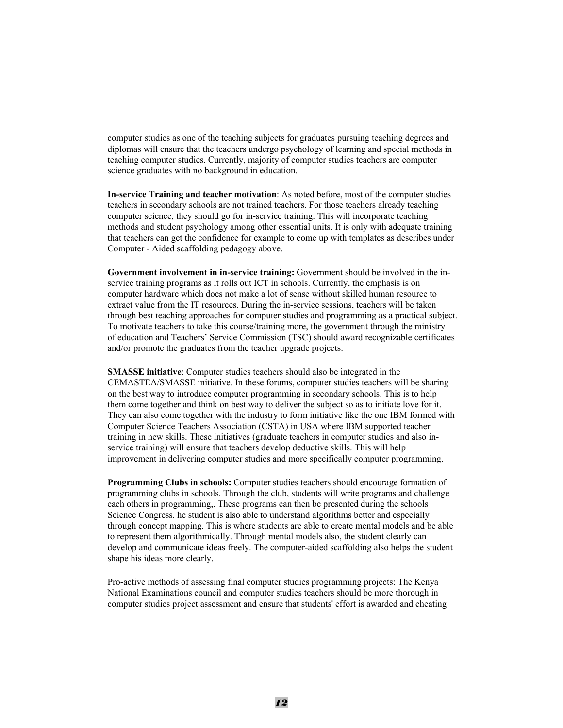computer studies as one of the teaching subjects for graduates pursuing teaching degrees and diplomas will ensure that the teachers undergo psychology of learning and special methods in teaching computer studies. Currently, majority of computer studies teachers are computer science graduates with no background in education.

**In-service Training and teacher motivation**: As noted before, most of the computer studies teachers in secondary schools are not trained teachers. For those teachers already teaching computer science, they should go for in-service training. This will incorporate teaching methods and student psychology among other essential units. It is only with adequate training that teachers can get the confidence for example to come up with templates as describes under Computer - Aided scaffolding pedagogy above.

**Government involvement in in-service training:** Government should be involved in the in-service training programs as it rolls out ICT in schools. Currently, the emphasis is on computer hardware which does not make a lot of sense without skilled human resource to extract value from the IT resources. During the in-service sessions, teachers will be taken through best teaching approaches for computer studies and programming as a practical subject. To motivate teachers to take this course/training more, the government through the ministry of education and Teachers' Service Commission (TSC) should award recognizable certificates and/or promote the graduates from the teacher upgrade projects.

**SMASSE initiative**: Computer studies teachers should also be integrated in the CEMASTEA/SMASSE initiative. In these forums, computer studies teachers will be sharing on the best way to introduce computer programming in secondary schools. This is to help them come together and think on best way to deliver the subject so as to initiate love for it. They can also come together with the industry to form initiative like the one IBM formed with Computer Science Teachers Association (CSTA) in USA where IBM supported teacher training in new skills. These initiatives (graduate teachers in computer studies and also in-service training) will ensure that teachers develop deductive skills. This will help improvement in delivering computer studies and more specifically computer programming.

**Programming Clubs in schools:** Computer studies teachers should encourage formation of programming clubs in schools. Through the club, students will write programs and challenge each others in programming,. These programs can then be presented during the schools Science Congress. he student is also able to understand algorithms better and especially through concept mapping. This is where students are able to create mental models and be able to represent them algorithmically. Through mental models also, the student clearly can develop and communicate ideas freely. The computer-aided scaffolding also helps the student shape his ideas more clearly.

Pro-active methods of assessing final computer studies programming projects: The Kenya National Examinations council and computer studies teachers should be more thorough in computer studies project assessment and ensure that students' effort is awarded and cheating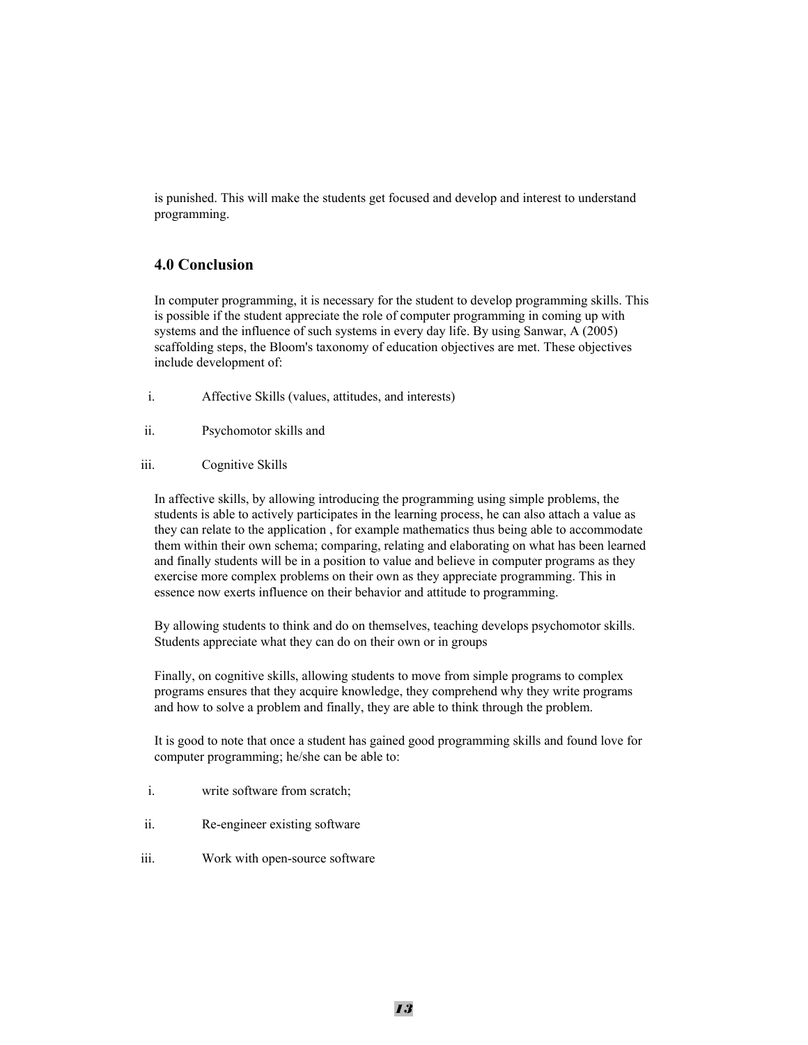is punished. This will make the students get focused and develop and interest to understand programming.

## 4.0 Conclusion

In computer programming, it is necessary for the student to develop programming skills. This is possible if the student appreciate the role of computer programming in coming up with systems and the influence of such systems in every day life. By using Sanwar, A (2005) scaffolding steps, the Bloom's taxonomy of education objectives are met. These objectives include development of:

i. Affective Skills (values, attitudes, and interests)

ii. Psychomotor skills and

iii. Cognitive Skills

In affective skills, by allowing introducing the programming using simple problems, the students is able to actively participates in the learning process, he can also attach a value as they can relate to the application , for example mathematics thus being able to accommodate them within their own schema; comparing, relating and elaborating on what has been learned and finally students will be in a position to value and believe in computer programs as they exercise more complex problems on their own as they appreciate programming. This in essence now exerts influence on their behavior and attitude to programming.

By allowing students to think and do on themselves, teaching develops psychomotor skills. Students appreciate what they can do on their own or in groups

Finally, on cognitive skills, allowing students to move from simple programs to complex programs ensures that they acquire knowledge, they comprehend why they write programs and how to solve a problem and finally, they are able to think through the problem.

It is good to note that once a student has gained good programming skills and found love for computer programming; he/she can be able to:

i. write software from scratch;

ii. Re-engineer existing software

iii. Work with open-source software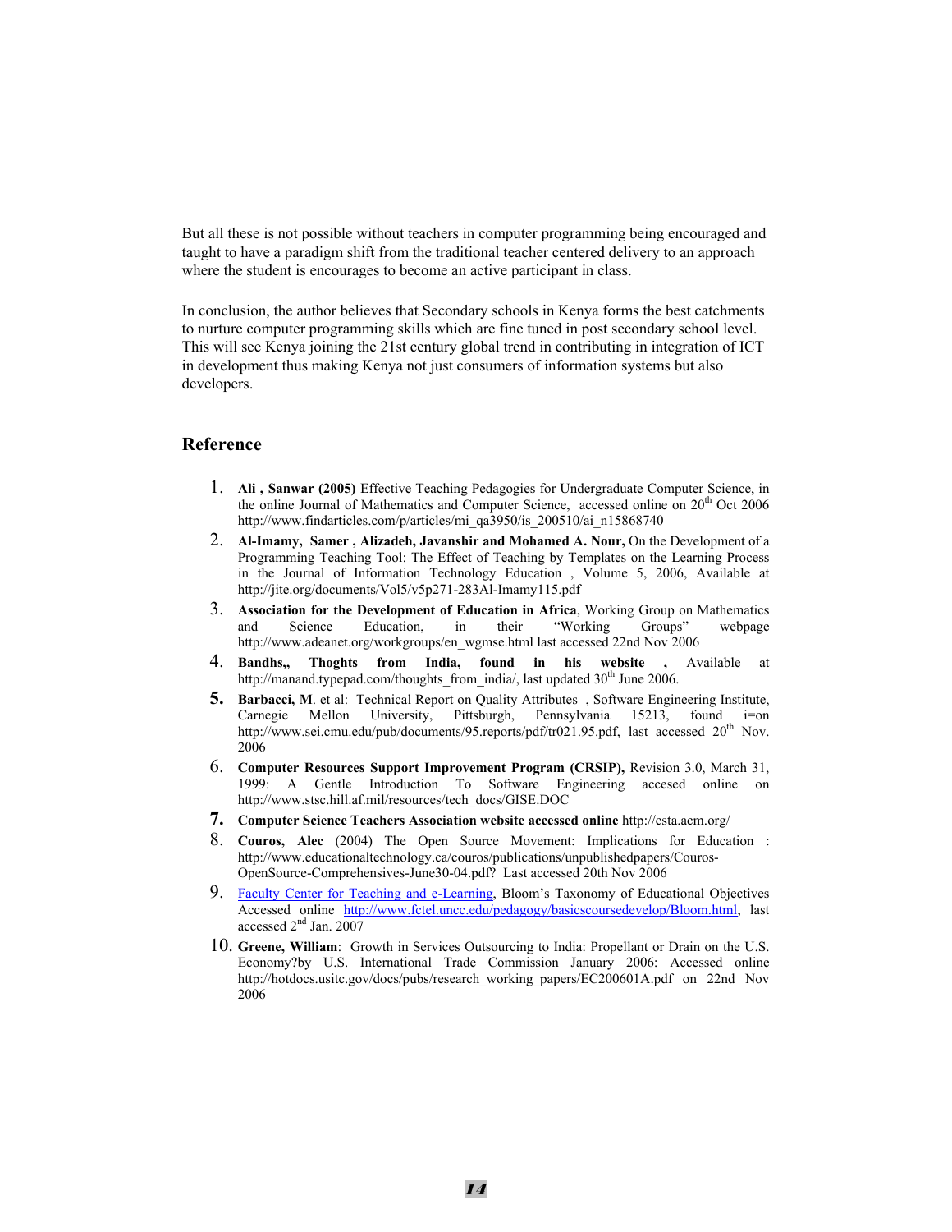But all these is not possible without teachers in computer programming being encouraged and taught to have a paradigm shift from the traditional teacher centered delivery to an approach where the student is encourages to become an active participant in class.

In conclusion, the author believes that Secondary schools in Kenya forms the best catchments to nurture computer programming skills which are fine tuned in post secondary school level. This will see Kenya joining the 21st century global trend in contributing in integration of ICT in development thus making Kenya not just consumers of information systems but also developers.

## Reference

1. **Ali , Sanwar (2005)** Effective Teaching Pedagogies for Undergraduate Computer Science, in the online Journal of Mathematics and Computer Science, accessed online on 20th Oct 2006 http://www.findarticles.com/p/articles/mi_qa3950/is_200510/ai_n15868740
2. **Al-Imamy, Samer , Alizadeh, Javanshir and Mohamed A. Nour,** On the Development of a Programming Teaching Tool: The Effect of Teaching by Templates on the Learning Process in the Journal of Information Technology Education , Volume 5, 2006, Available at http://jite.org/documents/Vol5/v5p271-283Al-Imamy115.pdf
3. **Association for the Development of Education in Africa**, Working Group on Mathematics and Science Education, in their "Working Groups" webpage http://www.adeanet.org/workgroups/en_wgmse.html last accessed 22nd Nov 2006
4. **Bandhs,, Thoghts from India, found in his website ,** Available at http://manand.typepad.com/thoughts_from_india/, last updated 30th June 2006.
5. **Barbacci, M**. et al: Technical Report on Quality Attributes , Software Engineering Institute, Carnegie Mellon University, Pittsburgh, Pennsylvania 15213, found i=on http://www.sei.cmu.edu/pub/documents/95.reports/pdf/tr021.95.pdf, last accessed 20th Nov. 2006
6. **Computer Resources Support Improvement Program (CRSIP),** Revision 3.0, March 31, 1999: A Gentle Introduction To Software Engineering accesed online on http://www.stsc.hill.af.mil/resources/tech_docs/GISE.DOC
7. **Computer Science Teachers Association website accessed online** http://csta.acm.org/
8. **Couros, Alec** (2004) The Open Source Movement: Implications for Education : http://www.educationaltechnology.ca/couros/publications/unpublishedpapers/Couros-OpenSource-Comprehensives-June30-04.pdf? Last accessed 20th Nov 2006
9. Faculty Center for Teaching and e-Learning, Bloom's Taxonomy of Educational Objectives Accessed online http://www.fctel.uncc.edu/pedagogy/basicscoursedevelop/Bloom.html, last accessed 2nd Jan. 2007
10. **Greene, William**: Growth in Services Outsourcing to India: Propellant or Drain on the U.S. Economy?by U.S. International Trade Commission January 2006: Accessed online http://hotdocs.usitc.gov/docs/pubs/research_working_papers/EC200601A.pdf on 22nd Nov 2006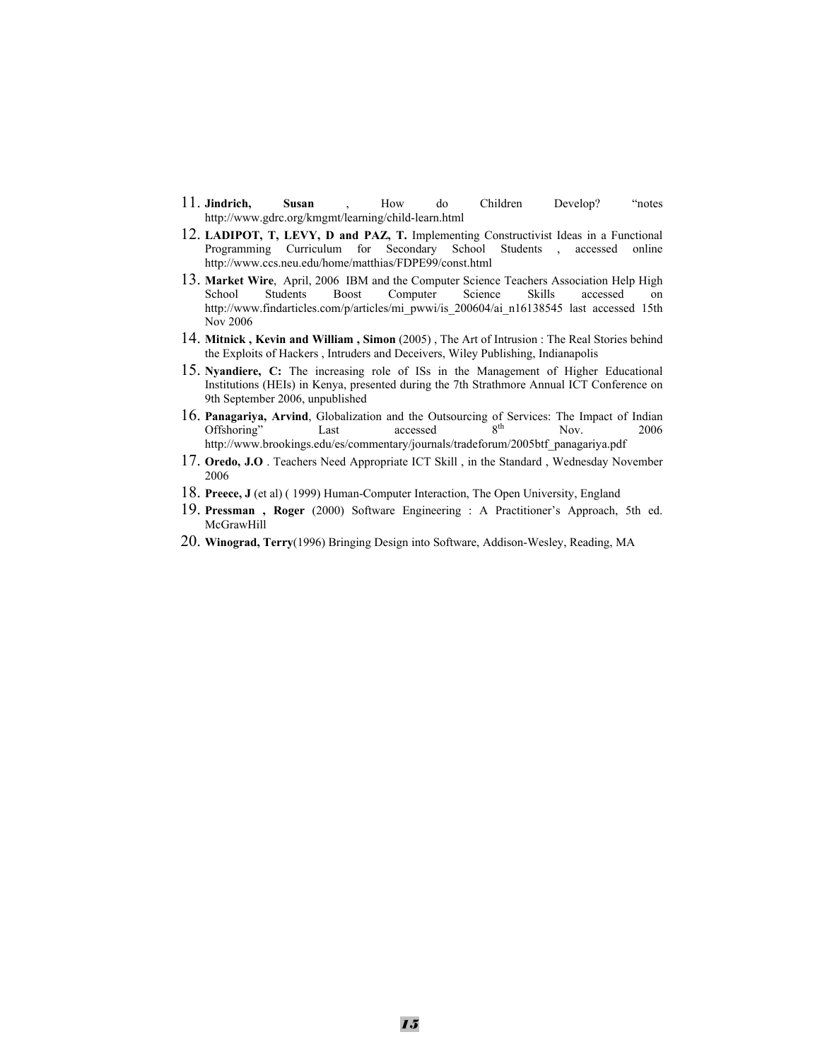11. **Jindrich, Susan** , How do Children Develop? "notes http://www.gdrc.org/kmgmt/learning/child-learn.html
12. **LADIPOT, T, LEVY, D and PAZ, T.** Implementing Constructivist Ideas in a Functional Programming Curriculum for Secondary School Students , accessed online http://www.ccs.neu.edu/home/matthias/FDPE99/const.html
13. **Market Wire**, April, 2006 IBM and the Computer Science Teachers Association Help High School Students Boost Computer Science Skills accessed on http://www.findarticles.com/p/articles/mi_pwwi/is_200604/ai_n16138545 last accessed 15th Nov 2006
14. **Mitnick , Kevin and William , Simon** (2005) , The Art of Intrusion : The Real Stories behind the Exploits of Hackers , Intruders and Deceivers, Wiley Publishing, Indianapolis
15. **Nyandiere, C:** The increasing role of ISs in the Management of Higher Educational Institutions (HEIs) in Kenya, presented during the 7th Strathmore Annual ICT Conference on 9th September 2006, unpublished
16. **Panagariya, Arvind**, Globalization and the Outsourcing of Services: The Impact of Indian Offshoring" Last accessed 8th Nov. 2006 http://www.brookings.edu/es/commentary/journals/tradeforum/2005btf_panagariya.pdf
17. **Oredo, J.O** . Teachers Need Appropriate ICT Skill , in the Standard , Wednesday November 2006
18. **Preece, J** (et al) ( 1999) Human-Computer Interaction, The Open University, England
19. **Pressman , Roger** (2000) Software Engineering : A Practitioner's Approach, 5th ed. McGrawHill
20. **Winograd, Terry**(1996) Bringing Design into Software, Addison-Wesley, Reading, MA